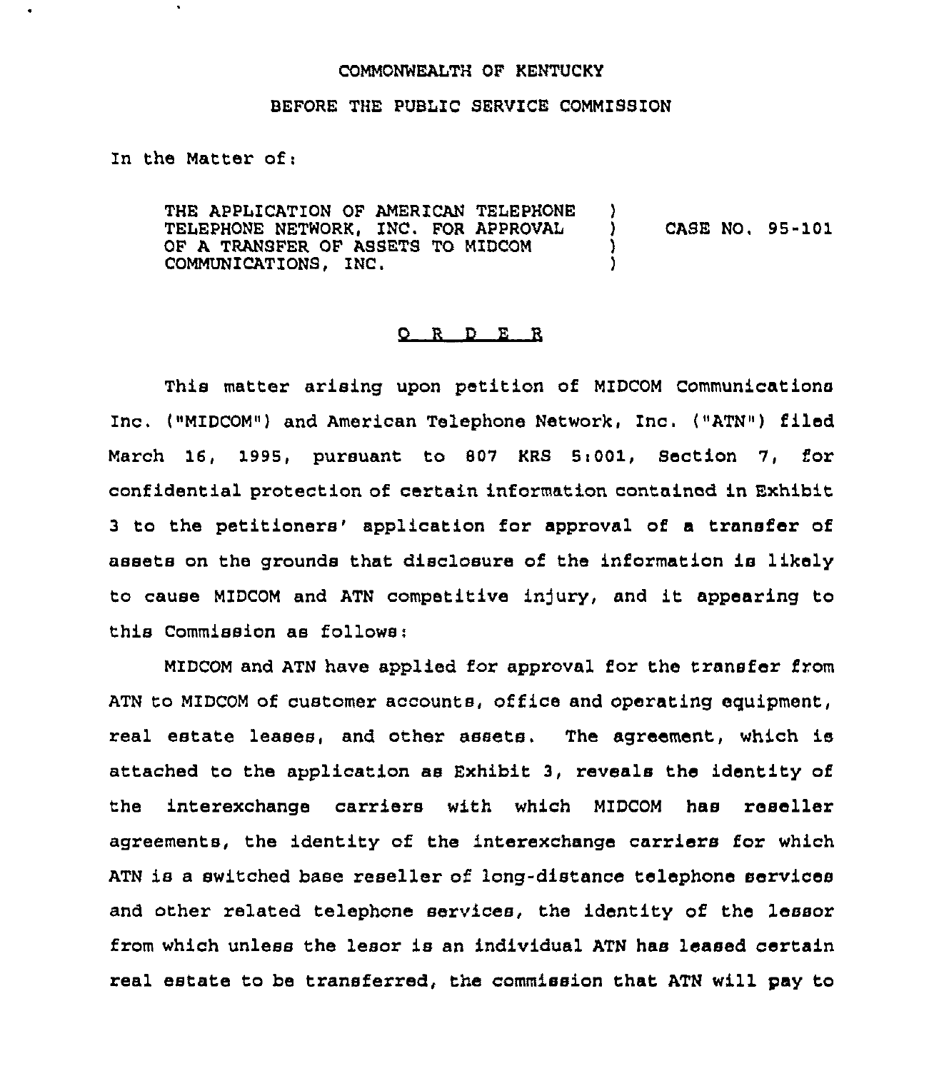COMMONWEALTH OF KENTUCKY

BEFORE THE PUBLIC SERVICE COMMISSION

In the Matter of:

| | | |
|---|---|---|
| THE APPLICATION OF AMERICAN TELEPHONE TELEPHONE NETWORK, INC. FOR APPROVAL OF A TRANSFER OF ASSETS TO MIDCOM COMMUNICATIONS, INC. | ) ) ) ) | CASE NO. 95-101 |

# O R D E R

This matter arising upon petition of MIDCOM Communications Inc. ("MIDCOM") and American Telephone Network, Inc. ("ATN") filed March 16, 1995, pursuant to 807 KRS 5:001, Section 7, for confidential protection of certain information contained in Exhibit 3 to the petitioners' application for approval of a transfer of assets on the grounds that disclosure of the information is likely to cause MIDCOM and ATN competitive injury, and it appearing to this Commission as follows:

MIDCOM and ATN have applied for approval for the transfer from ATN to MIDCOM of customer accounts, office and operating equipment, real estate leases, and other assets. The agreement, which is attached to the application as Exhibit 3, reveals the identity of the interexchange carriers with which MIDCOM has reseller agreements, the identity of the interexchange carriers for which ATN is a switched base reseller of long-distance telephone services and other related telephone services, the identity of the lessor from which unless the lesor is an individual ATN has leased certain real estate to be transferred, the commission that ATN will pay to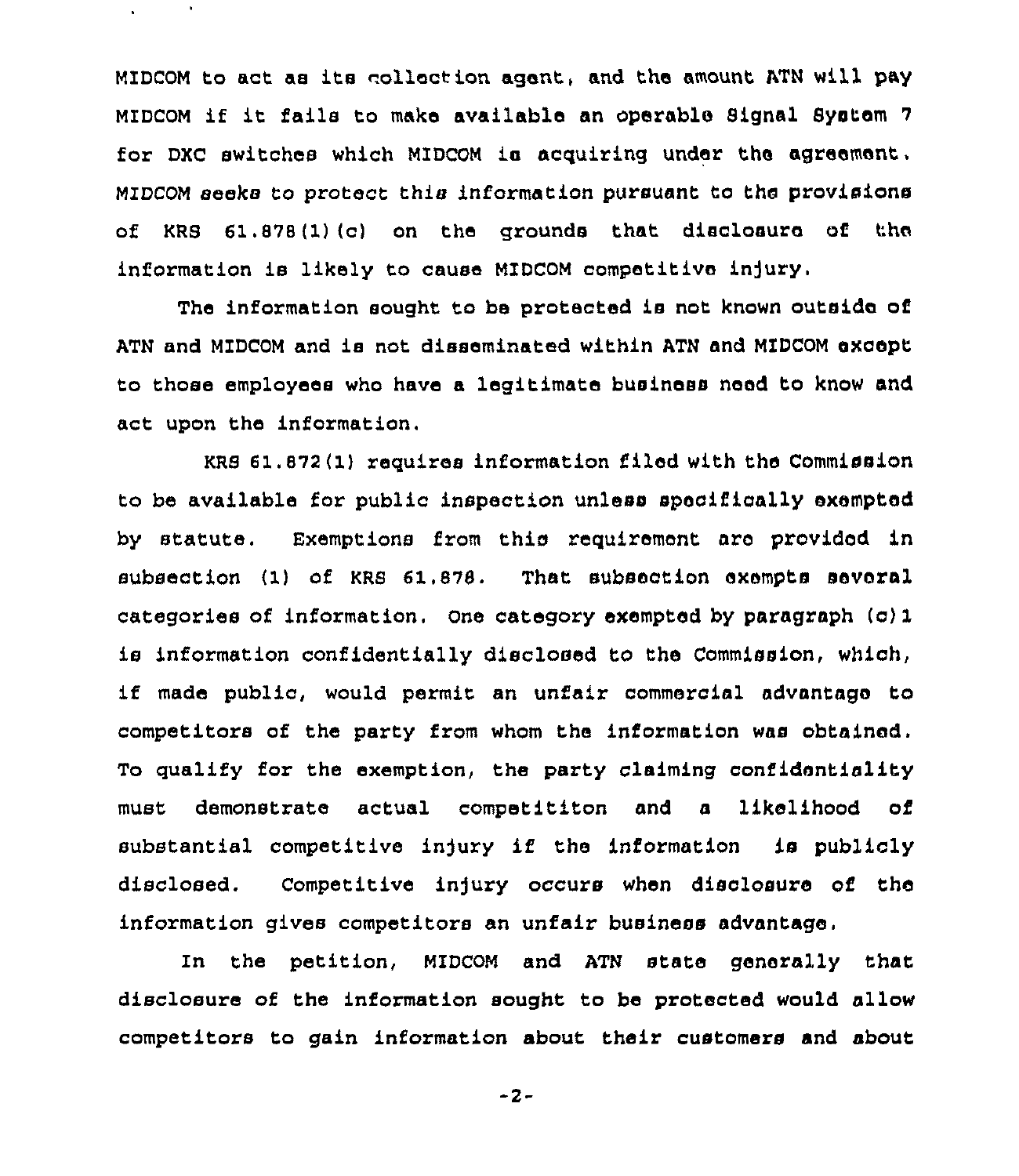MIDCOM to act as its collection agent, and the amount ATN will pay MIDCOM if it fails to make available an operable Signal System 7 for DXC switches which MIDCOM is acquiring under the agreement. MIDCOM seeks to protect this information pursuant to the provisions of KRS 61.878(1)(c) on the grounds that disclosure of the information is likely to cause MIDCOM competitive injury.

The information sought to be protected is not known outside of ATN and MIDCOM and is not disseminated within ATN and MIDCOM except to those employees who have a legitimate business need to know and act upon the information.

KRS 61.872(1) requires information filed with the Commission to be available for public inspection unless specifically exempted by statute. Exemptions from this requirement are provided in subsection (1) of KRS 61.878. That subsection exempts several categories of information. One category exempted by paragraph (c)1 is information confidentially disclosed to the Commission, which, if made public, would permit an unfair commercial advantage to competitors of the party from whom the information was obtained. To qualify for the exemption, the party claiming confidentiality must demonstrate actual compettiton and a likelihood of substantial competitive injury if the information is publicly disclosed. Competitive injury occurs when disclosure of the information gives competitors an unfair business advantage.

In the petition, MIDCOM and ATN state generally that disclosure of the information sought to be protected would allow competitors to gain information about their customers and about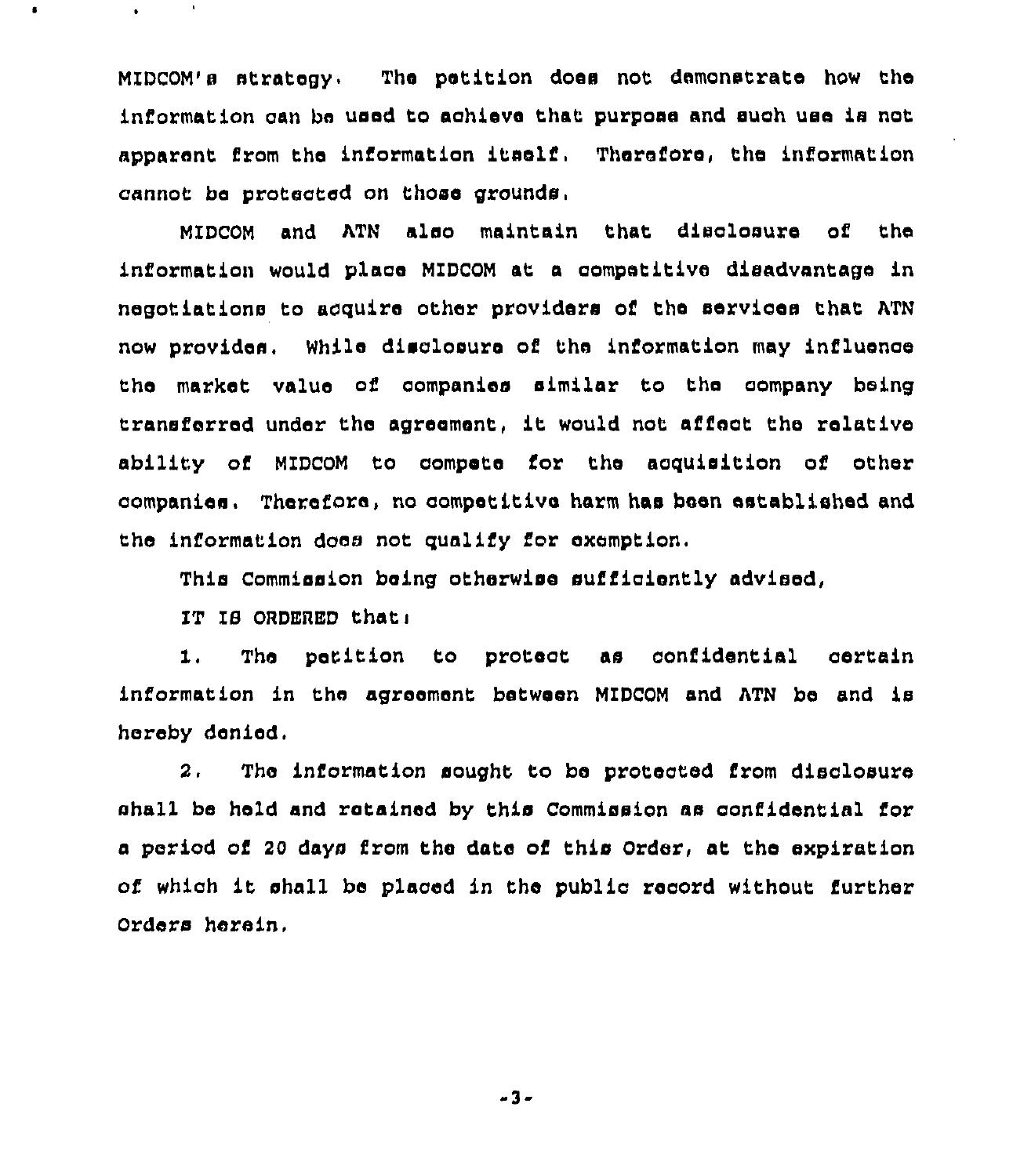MIDCOM's strategy. The petition does not demonstrate how the information can be used to achieve that purpose and such use is not apparent from the information itself. Therefore, the information cannot be protected on those grounds.

MIDCOM and ATN also maintain that disclosure of the information would place MIDCOM at a competitive disadvantage in negotiations to acquire other providers of the services that ATN now provides. While disclosure of the information may influence the market value of companies similar to the company being transferred under the agreement, it would not affect the relative ability of MIDCOM to compete for the acquisition of other companies. Therefore, no competitive harm has been established and the information does not qualify for exemption.

This Commission being otherwise sufficiently advised,

IT IS ORDERED that:

1. The petition to protect as confidential certain information in the agreement between MIDCOM and ATN be and is hereby denied.

2. The information sought to be protected from disclosure shall be held and retained by this Commission as confidential for a period of 20 days from the date of this Order, at the expiration of which it shall be placed in the public record without further Orders herein.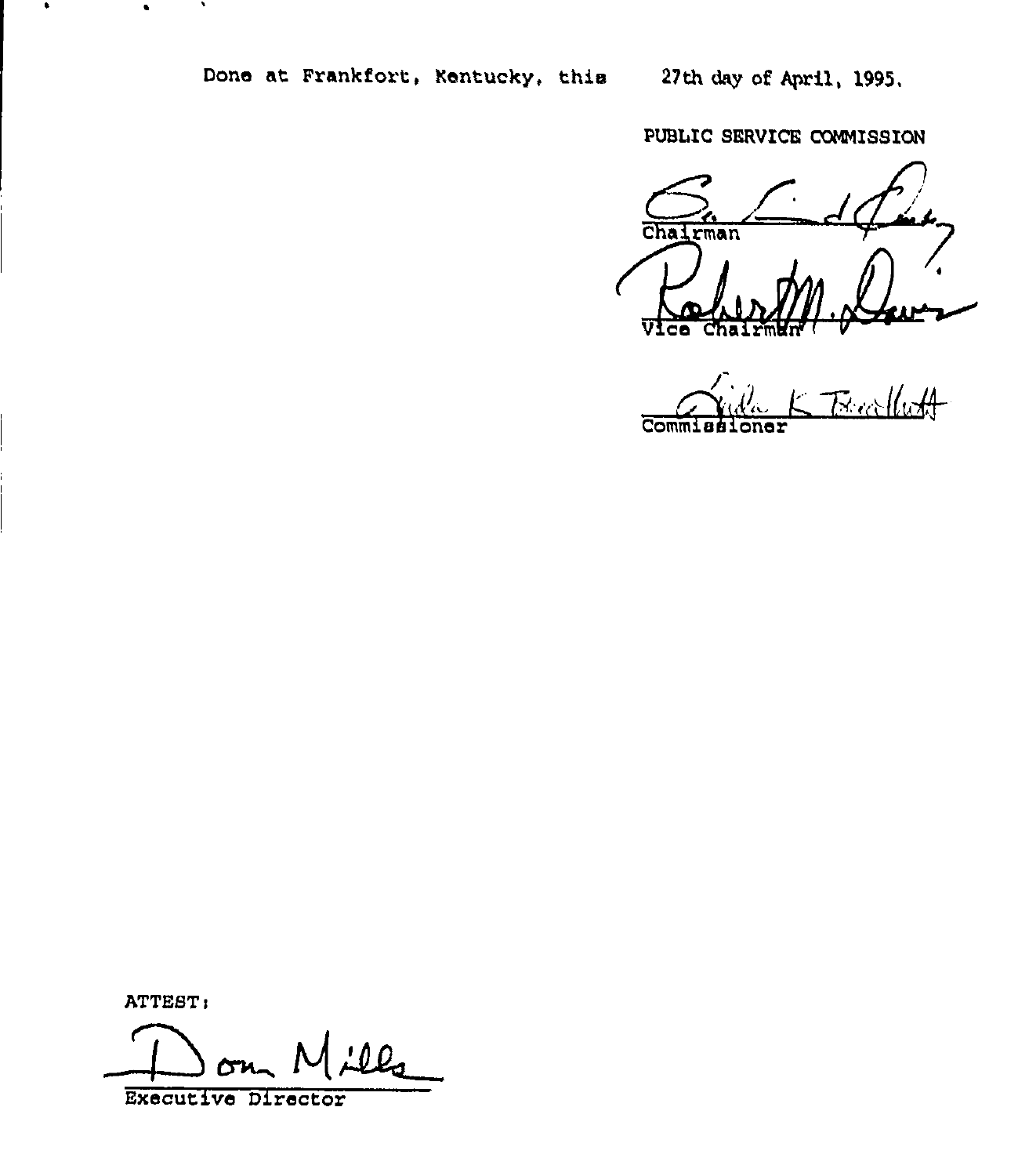Done at Frankfort, Kentucky, this 27th day of April, 1995.

PUBLIC SERVICE COMMISSION

Chairman

Vice Chairman

Commissioner

ATTEST:

Executive Director